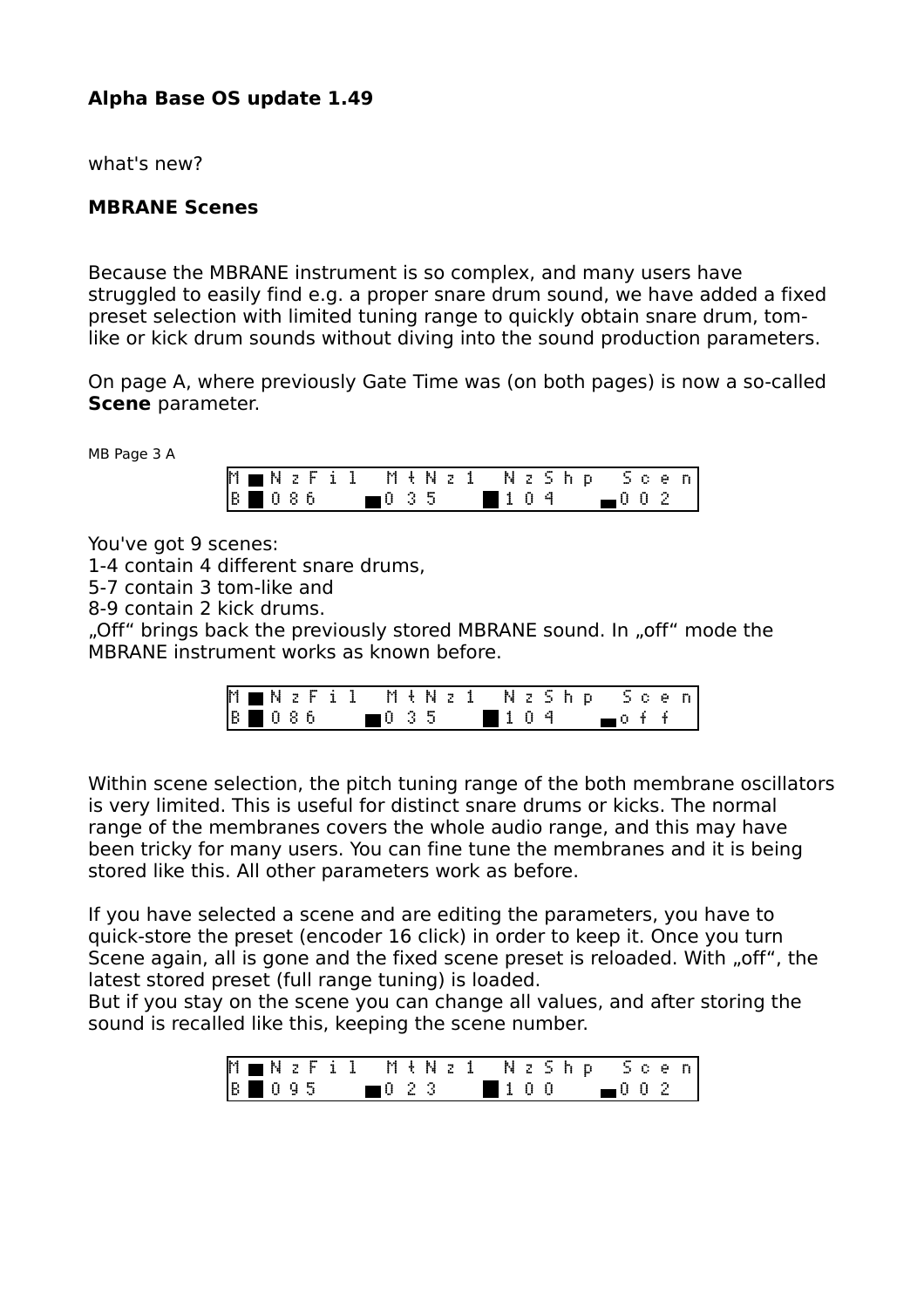**Alpha Base OS update 1.49**

what's new?

**MBRANE Scenes**

Because the MBRANE instrument is so complex, and many users have struggled to easily find e.g. a proper snare drum sound, we have added a fixed preset selection with limited tuning range to quickly obtain snare drum, tom-like or kick drum sounds without diving into the sound production parameters.

On page A, where previously Gate Time was (on both pages) is now a so-called **Scene** parameter.

MB Page 3 A

```
M NzFil  MtNz1  NzShp  Scen
B 086    035    104    002
```

You've got 9 scenes:
1-4 contain 4 different snare drums,
5-7 contain 3 tom-like and
8-9 contain 2 kick drums.
„Off" brings back the previously stored MBRANE sound. In „off" mode the MBRANE instrument works as known before.

```
M NzFil  MtNz1  NzShp  Scen
B 086    035    104    off
```

Within scene selection, the pitch tuning range of the both membrane oscillators is very limited. This is useful for distinct snare drums or kicks. The normal range of the membranes covers the whole audio range, and this may have been tricky for many users. You can fine tune the membranes and it is being stored like this. All other parameters work as before.

If you have selected a scene and are editing the parameters, you have to quick-store the preset (encoder 16 click) in order to keep it. Once you turn Scene again, all is gone and the fixed scene preset is reloaded. With „off", the latest stored preset (full range tuning) is loaded.
But if you stay on the scene you can change all values, and after storing the sound is recalled like this, keeping the scene number.

```
M NzFil  MtNz1  NzShp  Scen
B 095    023    100    002
```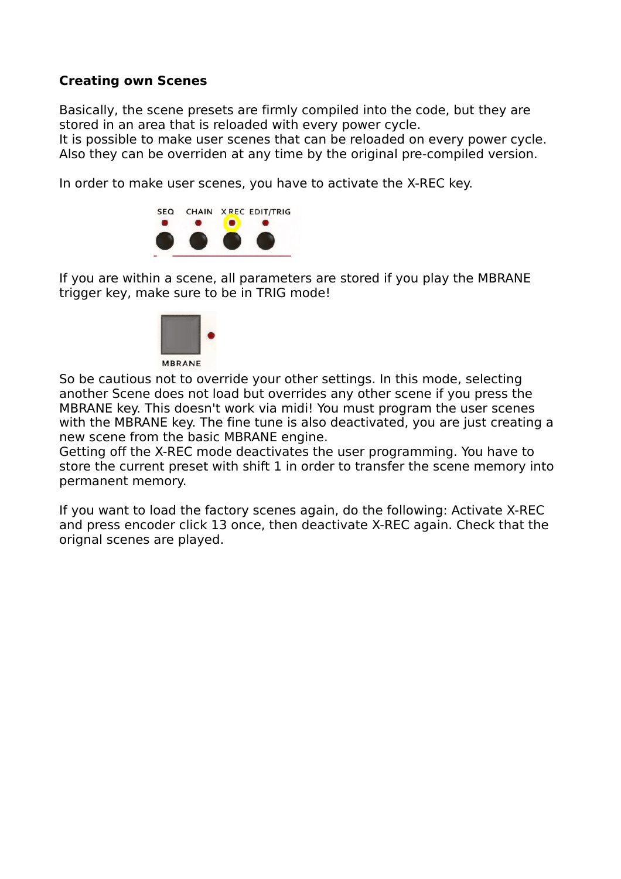**Creating own Scenes**

Basically, the scene presets are firmly compiled into the code, but they are stored in an area that is reloaded with every power cycle.
It is possible to make user scenes that can be reloaded on every power cycle.
Also they can be overriden at any time by the original pre-compiled version.

In order to make user scenes, you have to activate the X-REC key.

If you are within a scene, all parameters are stored if you play the MBRANE trigger key, make sure to be in TRIG mode!

So be cautious not to override your other settings. In this mode, selecting another Scene does not load but overrides any other scene if you press the MBRANE key. This doesn't work via midi! You must program the user scenes with the MBRANE key. The fine tune is also deactivated, you are just creating a new scene from the basic MBRANE engine.
Getting off the X-REC mode deactivates the user programming. You have to store the current preset with shift 1 in order to transfer the scene memory into permanent memory.

If you want to load the factory scenes again, do the following: Activate X-REC and press encoder click 13 once, then deactivate X-REC again. Check that the orignal scenes are played.